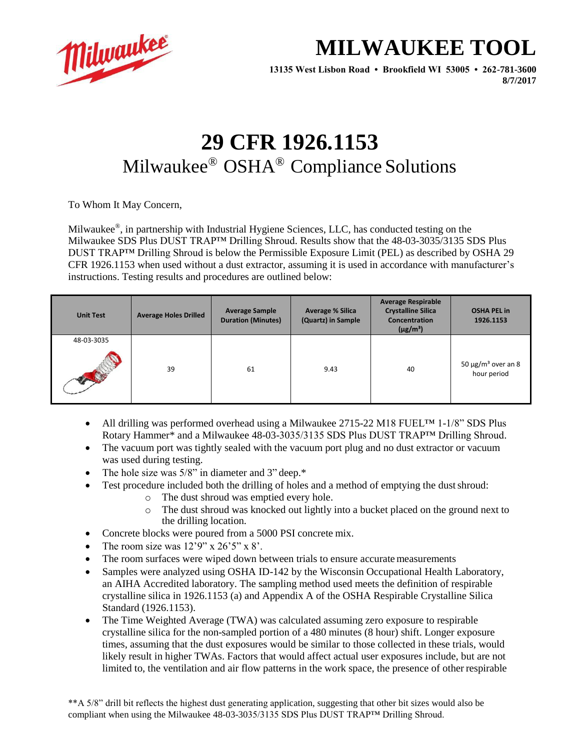# MILWAUKEE TOOL

**13135 West Lisbon Road • Brookfield WI 53005 • 262-781-3600**
**8/7/2017**

# 29 CFR 1926.1153

## Milwaukee® OSHA® Compliance Solutions

To Whom It May Concern,

Milwaukee®, in partnership with Industrial Hygiene Sciences, LLC, has conducted testing on the Milwaukee SDS Plus DUST TRAP™ Drilling Shroud. Results show that the 48-03-3035/3135 SDS Plus DUST TRAP™ Drilling Shroud is below the Permissible Exposure Limit (PEL) as described by OSHA 29 CFR 1926.1153 when used without a dust extractor, assuming it is used in accordance with manufacturer's instructions. Testing results and procedures are outlined below:

| Unit Test | Average Holes Drilled | Average Sample Duration (Minutes) | Average % Silica (Quartz) in Sample | Average Respirable Crystalline Silica Concentration (μg/m³) | OSHA PEL in 1926.1153 |
|---|---|---|---|---|---|
| 48-03-3035 | 39 | 61 | 9.43 | 40 | 50 μg/m³ over an 8 hour period |

- All drilling was performed overhead using a Milwaukee 2715-22 M18 FUEL™ 1-1/8" SDS Plus Rotary Hammer* and a Milwaukee 48-03-3035/3135 SDS Plus DUST TRAP™ Drilling Shroud.
- The vacuum port was tightly sealed with the vacuum port plug and no dust extractor or vacuum was used during testing.
- The hole size was 5/8" in diameter and 3" deep.*
- Test procedure included both the drilling of holes and a method of emptying the dust shroud:
  - The dust shroud was emptied every hole.
  - The dust shroud was knocked out lightly into a bucket placed on the ground next to the drilling location.
- Concrete blocks were poured from a 5000 PSI concrete mix.
- The room size was 12'9" x 26'5" x 8'.
- The room surfaces were wiped down between trials to ensure accurate measurements
- Samples were analyzed using OSHA ID-142 by the Wisconsin Occupational Health Laboratory, an AIHA Accredited laboratory. The sampling method used meets the definition of respirable crystalline silica in 1926.1153 (a) and Appendix A of the OSHA Respirable Crystalline Silica Standard (1926.1153).
- The Time Weighted Average (TWA) was calculated assuming zero exposure to respirable crystalline silica for the non-sampled portion of a 480 minutes (8 hour) shift. Longer exposure times, assuming that the dust exposures would be similar to those collected in these trials, would likely result in higher TWAs. Factors that would affect actual user exposures include, but are not limited to, the ventilation and air flow patterns in the work space, the presence of other respirable

**A 5/8" drill bit reflects the highest dust generating application, suggesting that other bit sizes would also be compliant when using the Milwaukee 48-03-3035/3135 SDS Plus DUST TRAP™ Drilling Shroud.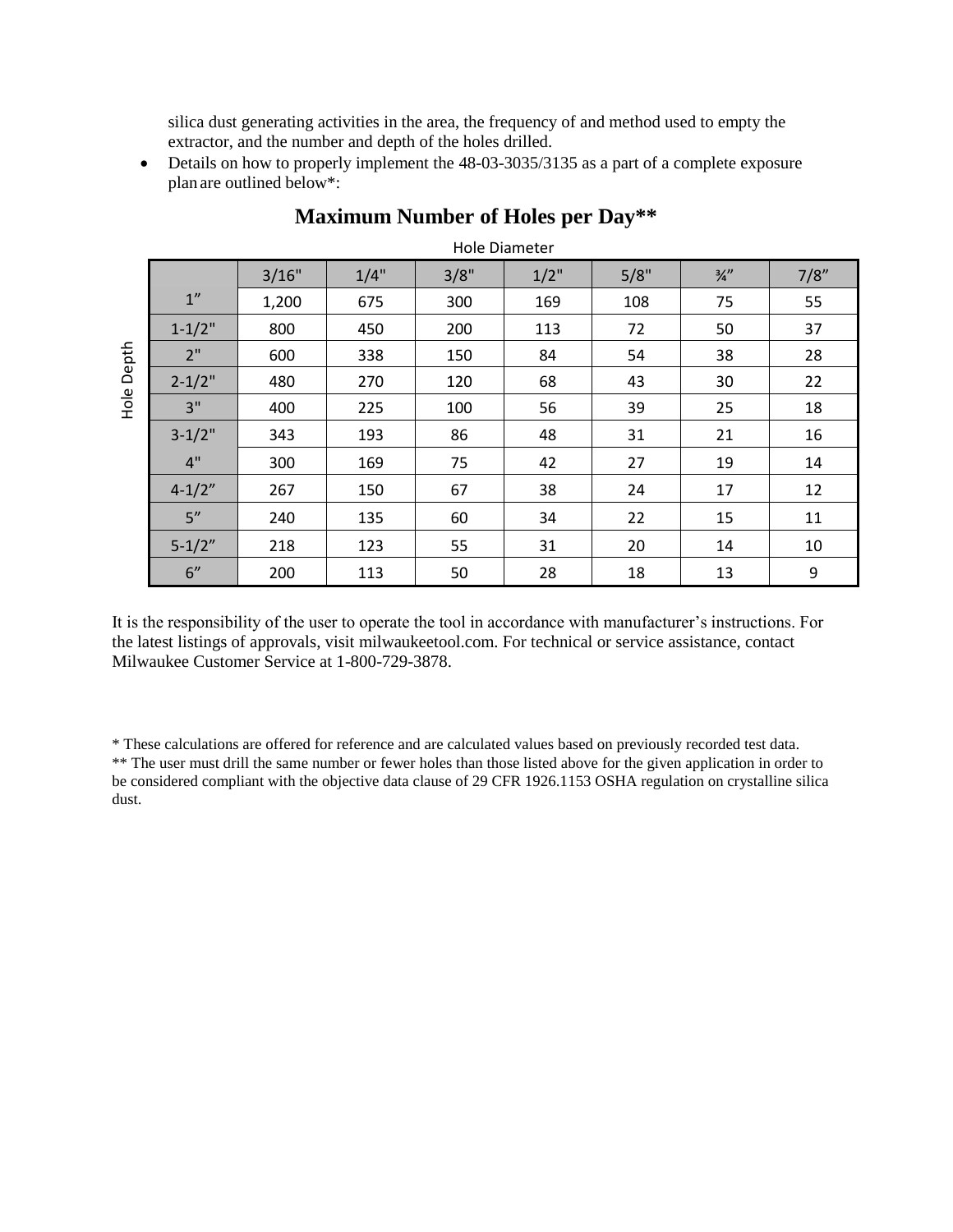silica dust generating activities in the area, the frequency of and method used to empty the extractor, and the number and depth of the holes drilled.

- Details on how to properly implement the 48-03-3035/3135 as a part of a complete exposure plan are outlined below*:

## Maximum Number of Holes per Day**

| Hole Depth / Hole Diameter | 3/16" | 1/4" | 3/8" | 1/2" | 5/8" | ¾" | 7/8" |
|---|---|---|---|---|---|---|---|
| 1" | 1,200 | 675 | 300 | 169 | 108 | 75 | 55 |
| 1-1/2" | 800 | 450 | 200 | 113 | 72 | 50 | 37 |
| 2" | 600 | 338 | 150 | 84 | 54 | 38 | 28 |
| 2-1/2" | 480 | 270 | 120 | 68 | 43 | 30 | 22 |
| 3" | 400 | 225 | 100 | 56 | 39 | 25 | 18 |
| 3-1/2" | 343 | 193 | 86 | 48 | 31 | 21 | 16 |
| 4" | 300 | 169 | 75 | 42 | 27 | 19 | 14 |
| 4-1/2" | 267 | 150 | 67 | 38 | 24 | 17 | 12 |
| 5" | 240 | 135 | 60 | 34 | 22 | 15 | 11 |
| 5-1/2" | 218 | 123 | 55 | 31 | 20 | 14 | 10 |
| 6" | 200 | 113 | 50 | 28 | 18 | 13 | 9 |

It is the responsibility of the user to operate the tool in accordance with manufacturer's instructions. For the latest listings of approvals, visit milwaukeetool.com. For technical or service assistance, contact Milwaukee Customer Service at 1-800-729-3878.

* These calculations are offered for reference and are calculated values based on previously recorded test data.
** The user must drill the same number or fewer holes than those listed above for the given application in order to be considered compliant with the objective data clause of 29 CFR 1926.1153 OSHA regulation on crystalline silica dust.